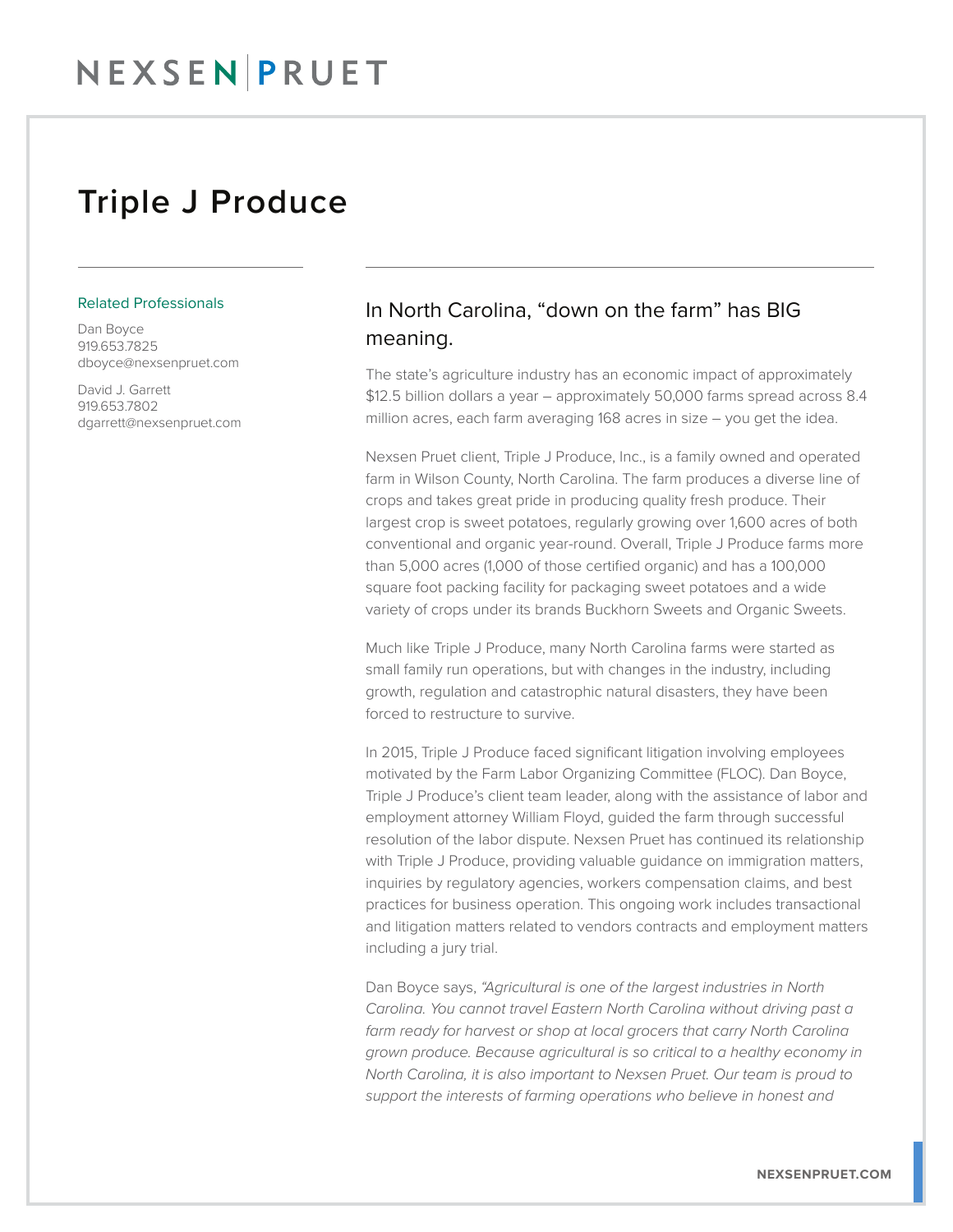# Triple J Produce

**Related Professionals**

Dan Boyce
919.653.7825
dboyce@nexsenpruet.com

David J. Garrett
919.653.7802
dgarrett@nexsenpruet.com

## In North Carolina, "down on the farm" has BIG meaning.

The state's agriculture industry has an economic impact of approximately $12.5 billion dollars a year – approximately 50,000 farms spread across 8.4 million acres, each farm averaging 168 acres in size – you get the idea.

Nexsen Pruet client, Triple J Produce, Inc., is a family owned and operated farm in Wilson County, North Carolina. The farm produces a diverse line of crops and takes great pride in producing quality fresh produce. Their largest crop is sweet potatoes, regularly growing over 1,600 acres of both conventional and organic year-round. Overall, Triple J Produce farms more than 5,000 acres (1,000 of those certified organic) and has a 100,000 square foot packing facility for packaging sweet potatoes and a wide variety of crops under its brands Buckhorn Sweets and Organic Sweets.

Much like Triple J Produce, many North Carolina farms were started as small family run operations, but with changes in the industry, including growth, regulation and catastrophic natural disasters, they have been forced to restructure to survive.

In 2015, Triple J Produce faced significant litigation involving employees motivated by the Farm Labor Organizing Committee (FLOC). Dan Boyce, Triple J Produce's client team leader, along with the assistance of labor and employment attorney William Floyd, guided the farm through successful resolution of the labor dispute. Nexsen Pruet has continued its relationship with Triple J Produce, providing valuable guidance on immigration matters, inquiries by regulatory agencies, workers compensation claims, and best practices for business operation. This ongoing work includes transactional and litigation matters related to vendors contracts and employment matters including a jury trial.

Dan Boyce says, *"Agricultural is one of the largest industries in North Carolina. You cannot travel Eastern North Carolina without driving past a farm ready for harvest or shop at local grocers that carry North Carolina grown produce. Because agricultural is so critical to a healthy economy in North Carolina, it is also important to Nexsen Pruet. Our team is proud to support the interests of farming operations who believe in honest and*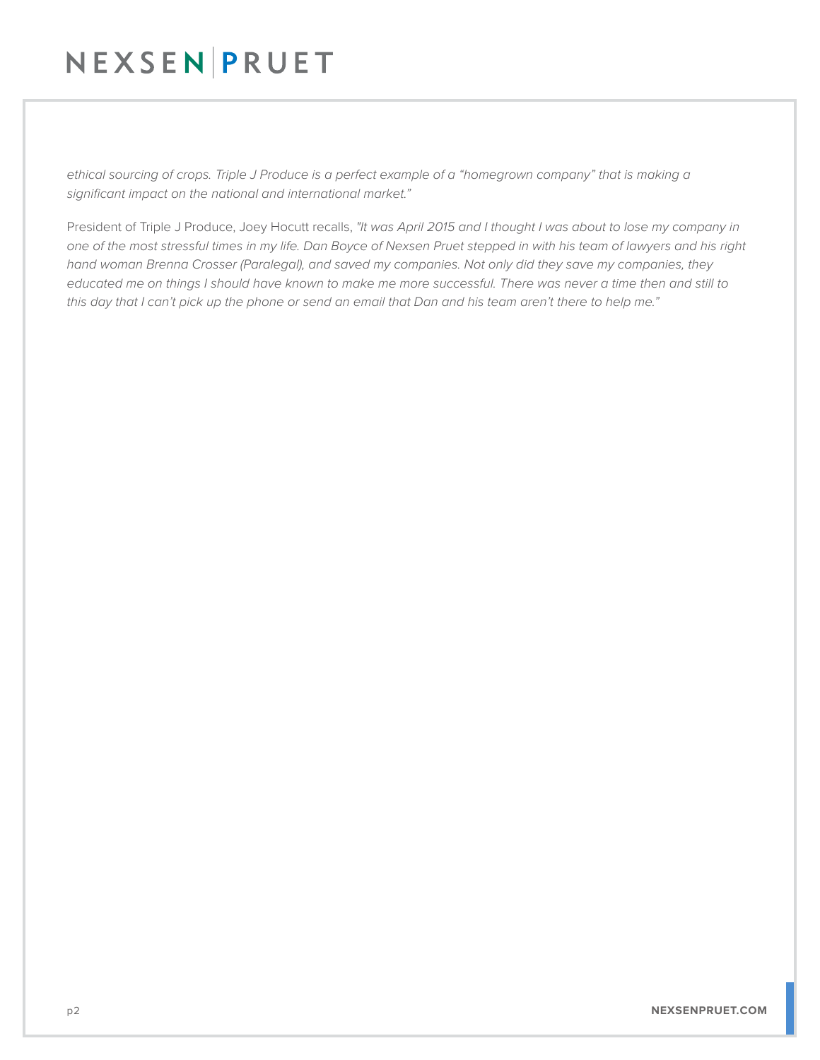*ethical sourcing of crops. Triple J Produce is a perfect example of a “homegrown company” that is making a significant impact on the national and international market.”*

President of Triple J Produce, Joey Hocutt recalls, *"It was April 2015 and I thought I was about to lose my company in one of the most stressful times in my life. Dan Boyce of Nexsen Pruet stepped in with his team of lawyers and his right hand woman Brenna Crosser (Paralegal), and saved my companies. Not only did they save my companies, they educated me on things I should have known to make me more successful. There was never a time then and still to this day that I can’t pick up the phone or send an email that Dan and his team aren’t there to help me.”*